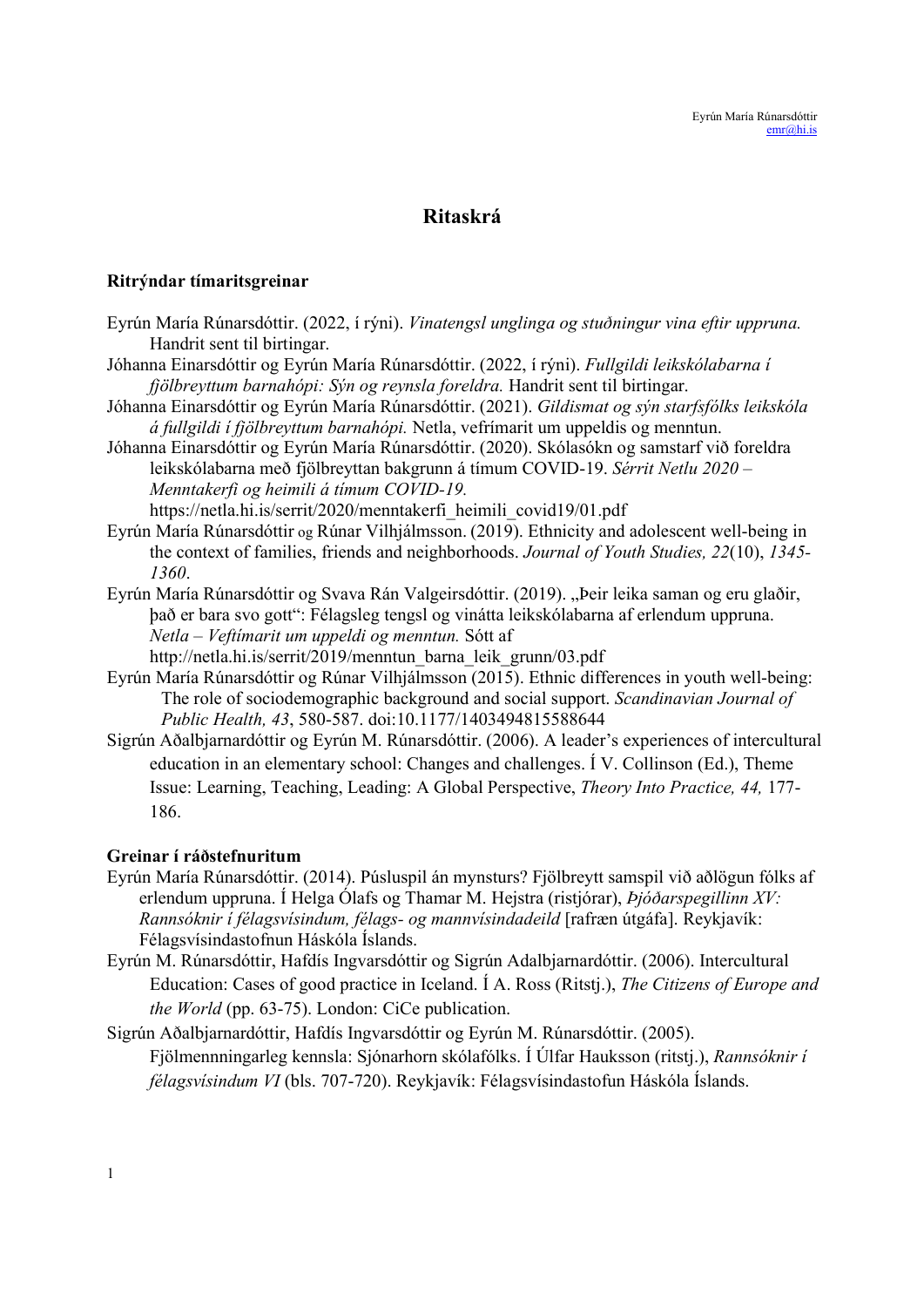Eyrún María Rúnarsdóttir
emr@hi.is

# Ritaskrá

## Ritrýndar tímaritsgreinar

Eyrún María Rúnarsdóttir. (2022, í rýni). *Vinatengsl unglinga og stuðningur vina eftir uppruna.* Handrit sent til birtingar.

Jóhanna Einarsdóttir og Eyrún María Rúnarsdóttir. (2022, í rýni). *Fullgildi leikskólabarna í fjölbreyttum barnahópi: Sýn og reynsla foreldra.* Handrit sent til birtingar.

Jóhanna Einarsdóttir og Eyrún María Rúnarsdóttir. (2021). *Gildismat og sýn starfsfólks leikskóla á fullgildi í fjölbreyttum barnahópi.* Netla, vefrímarit um uppeldis og menntun.

Jóhanna Einarsdóttir og Eyrún María Rúnarsdóttir. (2020). Skólasókn og samstarf við foreldra leikskólabarna með fjölbreyttan bakgrunn á tímum COVID-19. *Sérrit Netlu 2020 – Menntakerfi og heimili á tímum COVID-19.* https://netla.hi.is/serrit/2020/menntakerfi_heimili_covid19/01.pdf

Eyrún María Rúnarsdóttir og Rúnar Vilhjálmsson. (2019). Ethnicity and adolescent well-being in the context of families, friends and neighborhoods. *Journal of Youth Studies, 22*(10), *1345-1360*.

Eyrún María Rúnarsdóttir og Svava Rán Valgeirsdóttir. (2019). „Þeir leika saman og eru glaðir, það er bara svo gott": Félagsleg tengsl og vinátta leikskólabarna af erlendum uppruna. *Netla – Veftímarit um uppeldi og menntun.* Sótt af http://netla.hi.is/serrit/2019/menntun_barna_leik_grunn/03.pdf

Eyrún María Rúnarsdóttir og Rúnar Vilhjálmsson (2015). Ethnic differences in youth well-being: The role of sociodemographic background and social support. *Scandinavian Journal of Public Health, 43*, 580-587. doi:10.1177/1403494815588644

Sigrún Aðalbjarnardóttir og Eyrún M. Rúnarsdóttir. (2006). A leader's experiences of intercultural education in an elementary school: Changes and challenges. Í V. Collinson (Ed.), Theme Issue: Learning, Teaching, Leading: A Global Perspective, *Theory Into Practice, 44,* 177-186.

## Greinar í ráðstefnuritum

Eyrún María Rúnarsdóttir. (2014). Púsluspil án mynsturs? Fjölbreytt samspil við aðlögun fólks af erlendum uppruna. Í Helga Ólafs og Thamar M. Hejstra (ristjórar), *Þjóðarspegillinn XV: Rannsóknir í félagsvísindum, félags- og mannvísindadeild* [rafræn útgáfa]. Reykjavík: Félagsvísindastofnun Háskóla Íslands.

Eyrún M. Rúnarsdóttir, Hafdís Ingvarsdóttir og Sigrún Adalbjarnardóttir. (2006). Intercultural Education: Cases of good practice in Iceland. Í A. Ross (Ritstj.), *The Citizens of Europe and the World* (pp. 63-75). London: CiCe publication.

Sigrún Aðalbjarnardóttir, Hafdís Ingvarsdóttir og Eyrún M. Rúnarsdóttir. (2005). Fjölmennningarleg kennsla: Sjónarhorn skólafólks. Í Úlfar Hauksson (ritstj.), *Rannsóknir í félagsvísindum VI* (bls. 707-720). Reykjavík: Félagsvísindastofun Háskóla Íslands.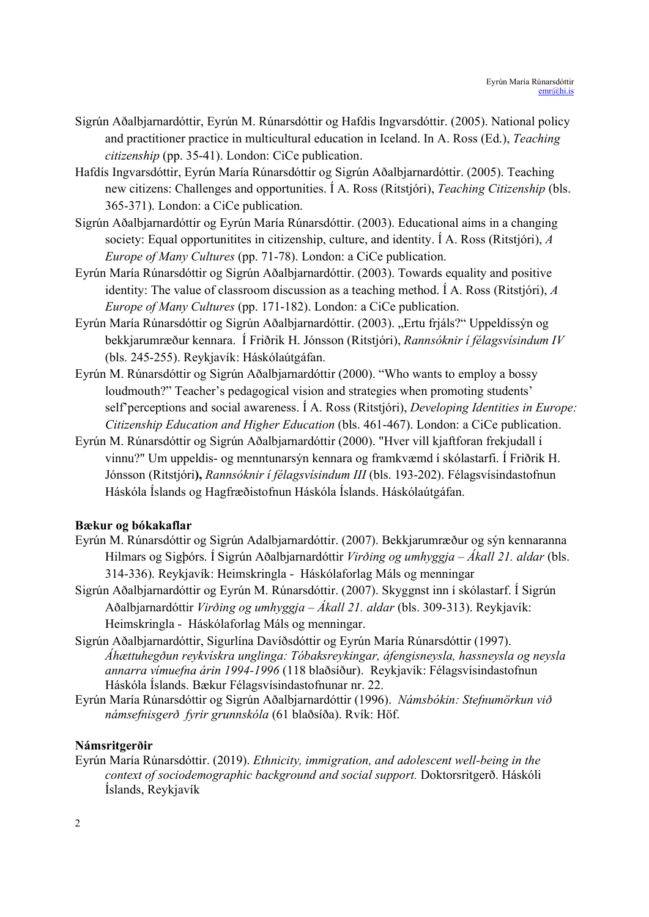Sigrún Aðalbjarnardóttir, Eyrún M. Rúnarsdóttir og Hafdis Ingvarsdóttir. (2005). National policy and practitioner practice in multicultural education in Iceland. In A. Ross (Ed.), *Teaching citizenship* (pp. 35-41). London: CiCe publication.

Hafdís Ingvarsdóttir, Eyrún María Rúnarsdóttir og Sigrún Aðalbjarnardóttir. (2005). Teaching new citizens: Challenges and opportunities. Í A. Ross (Ritstjóri), *Teaching Citizenship* (bls. 365-371). London: a CiCe publication.

Sigrún Aðalbjarnardóttir og Eyrún María Rúnarsdóttir. (2003). Educational aims in a changing society: Equal opportunitites in citizenship, culture, and identity. Í A. Ross (Ritstjóri), *A Europe of Many Cultures* (pp. 71-78). London: a CiCe publication.

Eyrún María Rúnarsdóttir og Sigrún Aðalbjarnardóttir. (2003). Towards equality and positive identity: The value of classroom discussion as a teaching method. Í A. Ross (Ritstjóri), *A Europe of Many Cultures* (pp. 171-182). London: a CiCe publication.

Eyrún María Rúnarsdóttir og Sigrún Aðalbjarnardóttir. (2003). „Ertu frjáls?“ Uppeldissýn og bekkjarumræður kennara. Í Friðrik H. Jónsson (Ritstjóri), *Rannsóknir í félagsvísindum IV* (bls. 245-255). Reykjavík: Háskólaútgáfan.

Eyrún M. Rúnarsdóttir og Sigrún Aðalbjarnardóttir (2000). "Who wants to employ a bossy loudmouth?" Teacher's pedagogical vision and strategies when promoting students' self'perceptions and social awareness. Í A. Ross (Ritstjóri), *Developing Identities in Europe: Citizenship Education and Higher Education* (bls. 461-467). London: a CiCe publication.

Eyrún M. Rúnarsdóttir og Sigrún Aðalbjarnardóttir (2000). "Hver vill kjaftforan frekjudall í vinnu?" Um uppeldis- og menntunarsýn kennara og framkvæmd í skólastarfi. Í Friðrik H. Jónsson (Ritstjóri**)**, *Rannsóknir í félagsvísindum III* (bls. 193-202). Félagsvísindastofnun Háskóla Íslands og Hagfræðistofnun Háskóla Íslands. Háskólaútgáfan.

**Bækur og bókakaflar**

Eyrún M. Rúnarsdóttir og Sigrún Adalbjarnardóttir. (2007). Bekkjarumræður og sýn kennaranna Hilmars og Sigþórs. Í Sigrún Aðalbjarnardóttir *Virðing og umhyggja – Ákall 21. aldar* (bls. 314-336). Reykjavík: Heimskringla - Háskólaforlag Máls og menningar

Sigrún Aðalbjarnardóttir og Eyrún M. Rúnarsdóttir. (2007). Skyggnst inn í skólastarf. Í Sigrún Aðalbjarnardóttir *Virðing og umhyggja – Ákall 21. aldar* (bls. 309-313). Reykjavík: Heimskringla - Háskólaforlag Máls og menningar.

Sigrún Aðalbjarnardóttir, Sigurlína Davíðsdóttir og Eyrún María Rúnarsdóttir (1997). *Áhættuhegðun reykvískra unglinga: Tóbaksreykingar, áfengisneysla, hassneysla og neysla annarra vímuefna árin 1994-1996* (118 blaðsíður). Reykjavík: Félagsvísindastofnun Háskóla Íslands. Bækur Félagsvísindastofnunar nr. 22.

Eyrún María Rúnarsdóttir og Sigrún Aðalbjarnardóttir (1996). *Námsbókin: Stefnumörkun við námsefnisgerð fyrir grunnskóla* (61 blaðsíða). Rvík: Höf.

**Námsritgerðir**

Eyrún María Rúnarsdóttir. (2019). *Ethnicity, immigration, and adolescent well-being in the context of sociodemographic background and social support.* Doktorsritgerð. Háskóli Íslands, Reykjavík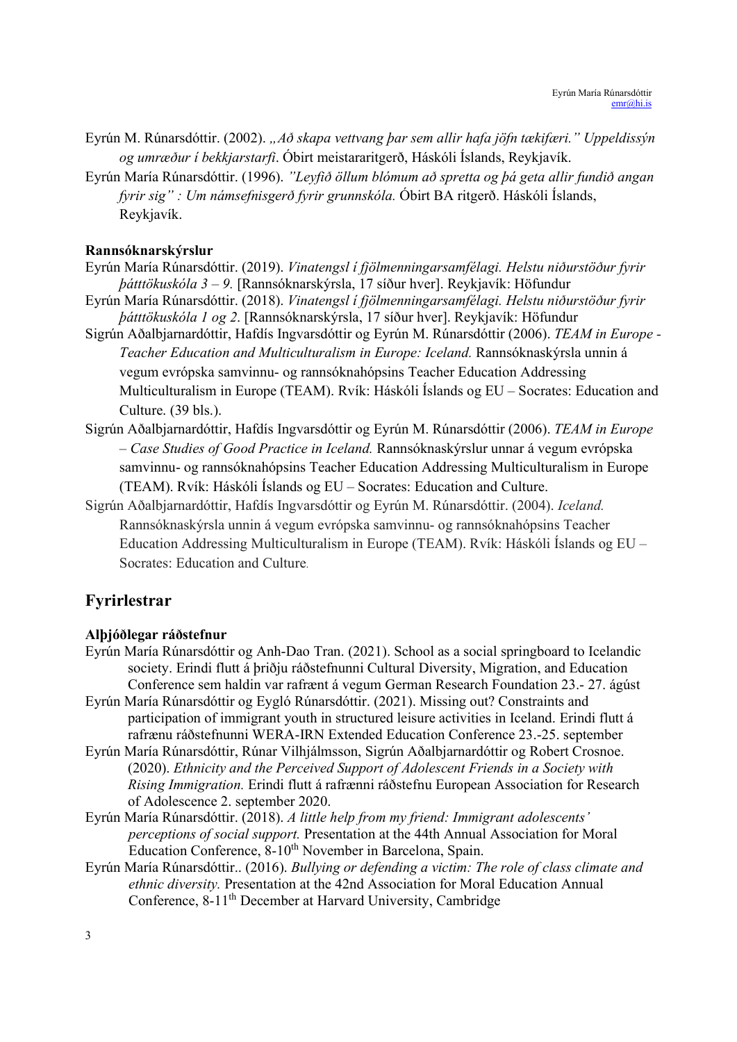Eyrún M. Rúnarsdóttir. (2002). *„Að skapa vettvang þar sem allir hafa jöfn tækifæri." Uppeldissýn og umræður í bekkjarstarfi*. Óbirt meistararitgerð, Háskóli Íslands, Reykjavík.

Eyrún María Rúnarsdóttir. (1996). *"Leyfið öllum blómum að spretta og þá geta allir fundið angan fyrir sig" : Um námsefnisgerð fyrir grunnskóla.* Óbirt BA ritgerð. Háskóli Íslands, Reykjavík.

### Rannsóknarskýrslur

Eyrún María Rúnarsdóttir. (2019). *Vinatengsl í fjölmenningarsamfélagi. Helstu niðurstöður fyrir þátttökuskóla 3 – 9.* [Rannsóknarskýrsla, 17 síður hver]. Reykjavík: Höfundur

Eyrún María Rúnarsdóttir. (2018). *Vinatengsl í fjölmenningarsamfélagi. Helstu niðurstöður fyrir þátttökuskóla 1 og 2*. [Rannsóknarskýrsla, 17 síður hver]. Reykjavík: Höfundur

Sigrún Aðalbjarnardóttir, Hafdís Ingvarsdóttir og Eyrún M. Rúnarsdóttir (2006). *TEAM in Europe - Teacher Education and Multiculturalism in Europe: Iceland.* Rannsóknaskýrsla unnin á vegum evrópska samvinnu- og rannsóknahópsins Teacher Education Addressing Multiculturalism in Europe (TEAM). Rvík: Háskóli Íslands og EU – Socrates: Education and Culture. (39 bls.).

Sigrún Aðalbjarnardóttir, Hafdís Ingvarsdóttir og Eyrún M. Rúnarsdóttir (2006). *TEAM in Europe – Case Studies of Good Practice in Iceland.* Rannsóknaskýrslur unnar á vegum evrópska samvinnu- og rannsóknahópsins Teacher Education Addressing Multiculturalism in Europe (TEAM). Rvík: Háskóli Íslands og EU – Socrates: Education and Culture.

Sigrún Aðalbjarnardóttir, Hafdís Ingvarsdóttir og Eyrún M. Rúnarsdóttir. (2004). *Iceland.* Rannsóknaskýrsla unnin á vegum evrópska samvinnu- og rannsóknahópsins Teacher Education Addressing Multiculturalism in Europe (TEAM). Rvík: Háskóli Íslands og EU – Socrates: Education and Culture.

## Fyrirlestrar

### Alþjóðlegar ráðstefnur

Eyrún María Rúnarsdóttir og Anh-Dao Tran. (2021). School as a social springboard to Icelandic society. Erindi flutt á þriðju ráðstefnunni Cultural Diversity, Migration, and Education Conference sem haldin var rafrænt á vegum German Research Foundation 23.- 27. ágúst

Eyrún María Rúnarsdóttir og Eygló Rúnarsdóttir. (2021). Missing out? Constraints and participation of immigrant youth in structured leisure activities in Iceland. Erindi flutt á rafrænu ráðstefnunni WERA-IRN Extended Education Conference 23.-25. september

Eyrún María Rúnarsdóttir, Rúnar Vilhjálmsson, Sigrún Aðalbjarnardóttir og Robert Crosnoe. (2020). *Ethnicity and the Perceived Support of Adolescent Friends in a Society with Rising Immigration.* Erindi flutt á rafrænni ráðstefnu European Association for Research of Adolescence 2. september 2020.

Eyrún María Rúnarsdóttir. (2018). *A little help from my friend: Immigrant adolescents' perceptions of social support.* Presentation at the 44th Annual Association for Moral Education Conference, 8-10th November in Barcelona, Spain.

Eyrún María Rúnarsdóttir.. (2016). *Bullying or defending a victim: The role of class climate and ethnic diversity.* Presentation at the 42nd Association for Moral Education Annual Conference, 8-11th December at Harvard University, Cambridge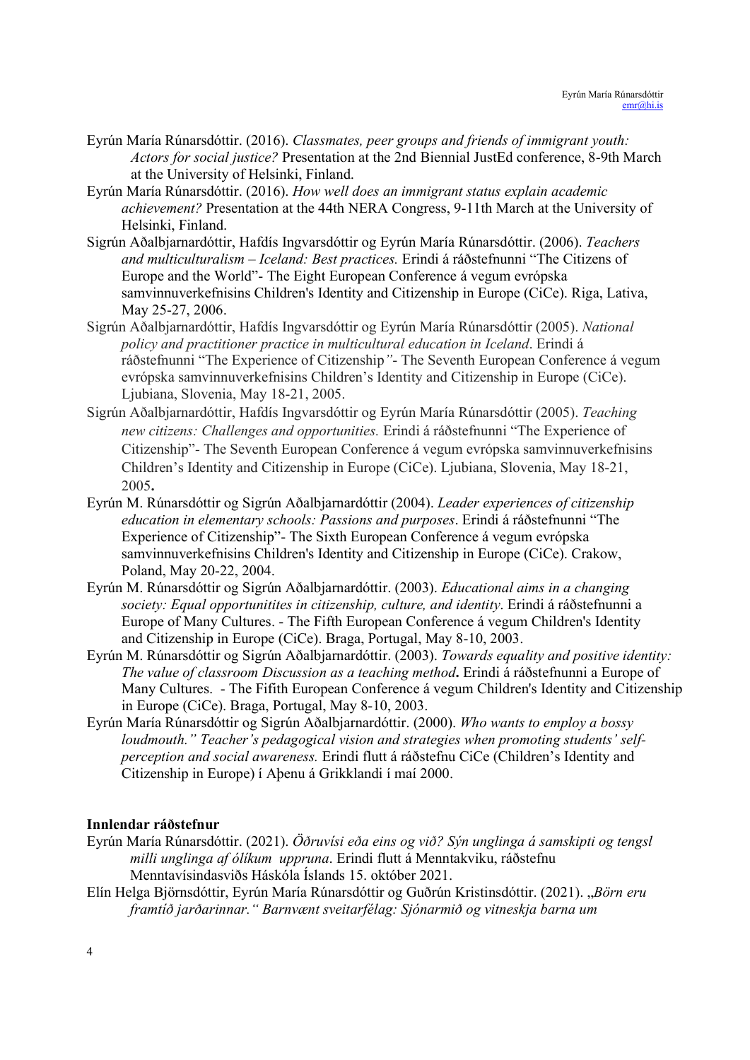Eyrún María Rúnarsdóttir. (2016). *Classmates, peer groups and friends of immigrant youth: Actors for social justice?* Presentation at the 2nd Biennial JustEd conference, 8-9th March at the University of Helsinki, Finland.

Eyrún María Rúnarsdóttir. (2016). *How well does an immigrant status explain academic achievement?* Presentation at the 44th NERA Congress, 9-11th March at the University of Helsinki, Finland.

Sigrún Aðalbjarnardóttir, Hafdís Ingvarsdóttir og Eyrún María Rúnarsdóttir. (2006). *Teachers and multiculturalism – Iceland: Best practices.* Erindi á ráðstefnunni "The Citizens of Europe and the World"- The Eight European Conference á vegum evrópska samvinnuverkefnisins Children's Identity and Citizenship in Europe (CiCe). Riga, Lativa, May 25-27, 2006.

Sigrún Aðalbjarnardóttir, Hafdís Ingvarsdóttir og Eyrún María Rúnarsdóttir (2005). *National policy and practitioner practice in multicultural education in Iceland*. Erindi á ráðstefnunni "The Experience of Citizenship*"*- The Seventh European Conference á vegum evrópska samvinnuverkefnisins Children's Identity and Citizenship in Europe (CiCe). Ljubiana, Slovenia, May 18-21, 2005.

Sigrún Aðalbjarnardóttir, Hafdís Ingvarsdóttir og Eyrún María Rúnarsdóttir (2005). *Teaching new citizens: Challenges and opportunities.* Erindi á ráðstefnunni "The Experience of Citizenship"- The Seventh European Conference á vegum evrópska samvinnuverkefnisins Children's Identity and Citizenship in Europe (CiCe). Ljubiana, Slovenia, May 18-21, 2005**.**

Eyrún M. Rúnarsdóttir og Sigrún Aðalbjarnardóttir (2004). *Leader experiences of citizenship education in elementary schools: Passions and purposes*. Erindi á ráðstefnunni "The Experience of Citizenship"- The Sixth European Conference á vegum evrópska samvinnuverkefnisins Children's Identity and Citizenship in Europe (CiCe). Crakow, Poland, May 20-22, 2004.

Eyrún M. Rúnarsdóttir og Sigrún Aðalbjarnardóttir. (2003). *Educational aims in a changing society: Equal opportunitites in citizenship, culture, and identity*. Erindi á ráðstefnunni a Europe of Many Cultures. - The Fifth European Conference á vegum Children's Identity and Citizenship in Europe (CiCe). Braga, Portugal, May 8-10, 2003.

Eyrún M. Rúnarsdóttir og Sigrún Aðalbjarnardóttir. (2003). *Towards equality and positive identity: The value of classroom Discussion as a teaching method***.** Erindi á ráðstefnunni a Europe of Many Cultures. - The Fifith European Conference á vegum Children's Identity and Citizenship in Europe (CiCe). Braga, Portugal, May 8-10, 2003.

Eyrún María Rúnarsdóttir og Sigrún Aðalbjarnardóttir. (2000). *Who wants to employ a bossy loudmouth." Teacher's pedagogical vision and strategies when promoting students' self-perception and social awareness.* Erindi flutt á ráðstefnu CiCe (Children's Identity and Citizenship in Europe) í Aþenu á Grikklandi í maí 2000.

**Innlendar ráðstefnur**

Eyrún María Rúnarsdóttir. (2021). *Öðruvísi eða eins og við? Sýn unglinga á samskipti og tengsl milli unglinga af ólíkum uppruna*. Erindi flutt á Menntakviku, ráðstefnu Menntavísindasviðs Háskóla Íslands 15. október 2021.

Elín Helga Björnsdóttir, Eyrún María Rúnarsdóttir og Guðrún Kristinsdóttir. (2021). „*Börn eru framtíð jarðarinnar." Barnvænt sveitarfélag: Sjónarmið og vitneskja barna um*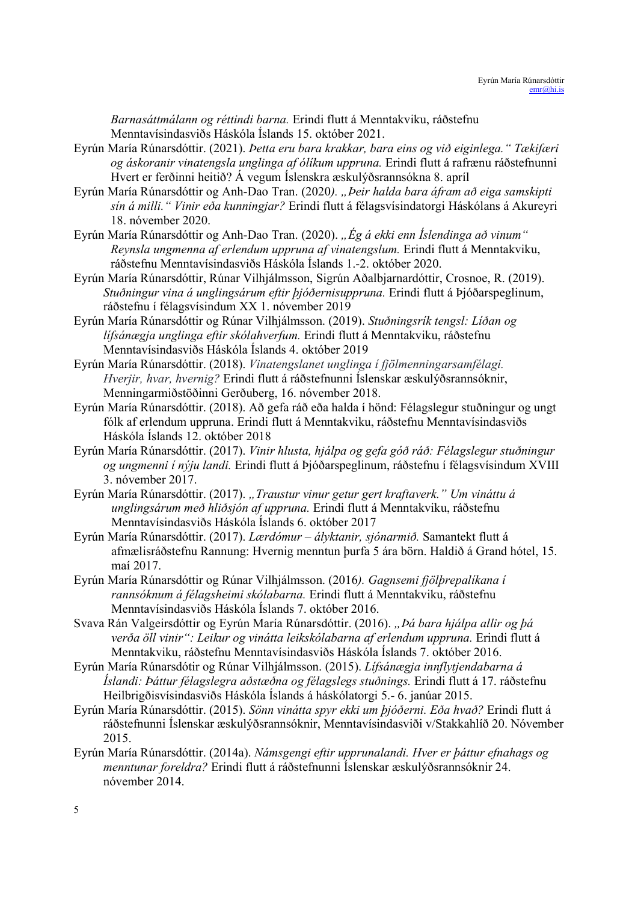*Barnasáttmálann og réttindi barna.* Erindi flutt á Menntakviku, ráðstefnu Menntavísindasviðs Háskóla Íslands 15. október 2021.

Eyrún María Rúnarsdóttir. (2021). *Þetta eru bara krakkar, bara eins og við eiginlega." Tækifæri og áskoranir vinatengsla unglinga af ólíkum uppruna.* Erindi flutt á rafrænu ráðstefnunni Hvert er ferðinni heitið? Á vegum Íslenskra æskulýðsrannsókna 8. apríl

Eyrún María Rúnarsdóttir og Anh-Dao Tran. (2020). *„Þeir halda bara áfram að eiga samskipti sín á milli." Vinir eða kunningjar?* Erindi flutt á félagsvísindatorgi Háskólans á Akureyri 18. nóvember 2020.

Eyrún María Rúnarsdóttir og Anh-Dao Tran. (2020). *„Ég á ekki enn Íslendinga að vinum" Reynsla ungmenna af erlendum uppruna af vinatengslum.* Erindi flutt á Menntakviku, ráðstefnu Menntavísindasviðs Háskóla Íslands 1.-2. október 2020.

Eyrún María Rúnarsdóttir, Rúnar Vilhjálmsson, Sigrún Aðalbjarnardóttir, Crosnoe, R. (2019). *Stuðningur vina á unglingsárum eftir þjóðernisuppruna.* Erindi flutt á Þjóðarspeglinum, ráðstefnu í félagsvísindum XX 1. nóvember 2019

Eyrún María Rúnarsdóttir og Rúnar Vilhjálmsson. (2019). *Stuðningsrík tengsl: Líðan og lífsánægja unglinga eftir skólahverfum.* Erindi flutt á Menntakviku, ráðstefnu Menntavísindasviðs Háskóla Íslands 4. október 2019

Eyrún María Rúnarsdóttir. (2018). *Vinatengslanet unglinga í fjölmenningarsamfélagi. Hverjir, hvar, hvernig?* Erindi flutt á ráðstefnunni Íslenskar æskulýðsrannsóknir, Menningarmiðstöðinni Gerðuberg, 16. nóvember 2018.

Eyrún María Rúnarsdóttir. (2018). Að gefa ráð eða halda í hönd: Félagslegur stuðningur og ungt fólk af erlendum uppruna. Erindi flutt á Menntakviku, ráðstefnu Menntavísindasviðs Háskóla Íslands 12. október 2018

Eyrún María Rúnarsdóttir. (2017). *Vinir hlusta, hjálpa og gefa góð ráð: Félagslegur stuðningur og ungmenni í nýju landi.* Erindi flutt á Þjóðarspeglinum, ráðstefnu í félagsvísindum XVIII 3. nóvember 2017.

Eyrún María Rúnarsdóttir. (2017). *„Traustur vinur getur gert kraftaverk." Um vináttu á unglingsárum með hliðsjón af uppruna.* Erindi flutt á Menntakviku, ráðstefnu Menntavísindasviðs Háskóla Íslands 6. október 2017

Eyrún María Rúnarsdóttir. (2017). *Lærdómur – ályktanir, sjónarmið.* Samantekt flutt á afmælisráðstefnu Rannung: Hvernig menntun þurfa 5 ára börn. Haldið á Grand hótel, 15. maí 2017.

Eyrún María Rúnarsdóttir og Rúnar Vilhjálmsson. (2016). *Gagnsemi fjölþrepalíkana í rannsóknum á félagsheimi skólabarna.* Erindi flutt á Menntakviku, ráðstefnu Menntavísindasviðs Háskóla Íslands 7. október 2016.

Svava Rán Valgeirsdóttir og Eyrún María Rúnarsdóttir. (2016). *„Þá bara hjálpa allir og þá verða öll vinir": Leikur og vinátta leikskólabarna af erlendum uppruna.* Erindi flutt á Menntakviku, ráðstefnu Menntavísindasviðs Háskóla Íslands 7. október 2016.

Eyrún María Rúnarsdótir og Rúnar Vilhjálmsson. (2015). *Lífsánægja innflytjendabarna á Íslandi: Þáttur félagslegra aðstæðna og félagslegs stuðnings.* Erindi flutt á 17. ráðstefnu Heilbrigðisvísindasviðs Háskóla Íslands á háskólatorgi 5.- 6. janúar 2015.

Eyrún María Rúnarsdóttir. (2015). *Sönn vinátta spyr ekki um þjóðerni. Eða hvað?* Erindi flutt á ráðstefnunni Íslenskar æskulýðsrannsóknir, Menntavísindasviði v/Stakkahlíð 20. Nóvember 2015.

Eyrún María Rúnarsdóttir. (2014a). *Námsgengi eftir upprunalandi. Hver er þáttur efnahags og menntunar foreldra?* Erindi flutt á ráðstefnunni Íslenskar æskulýðsrannsóknir 24. nóvember 2014.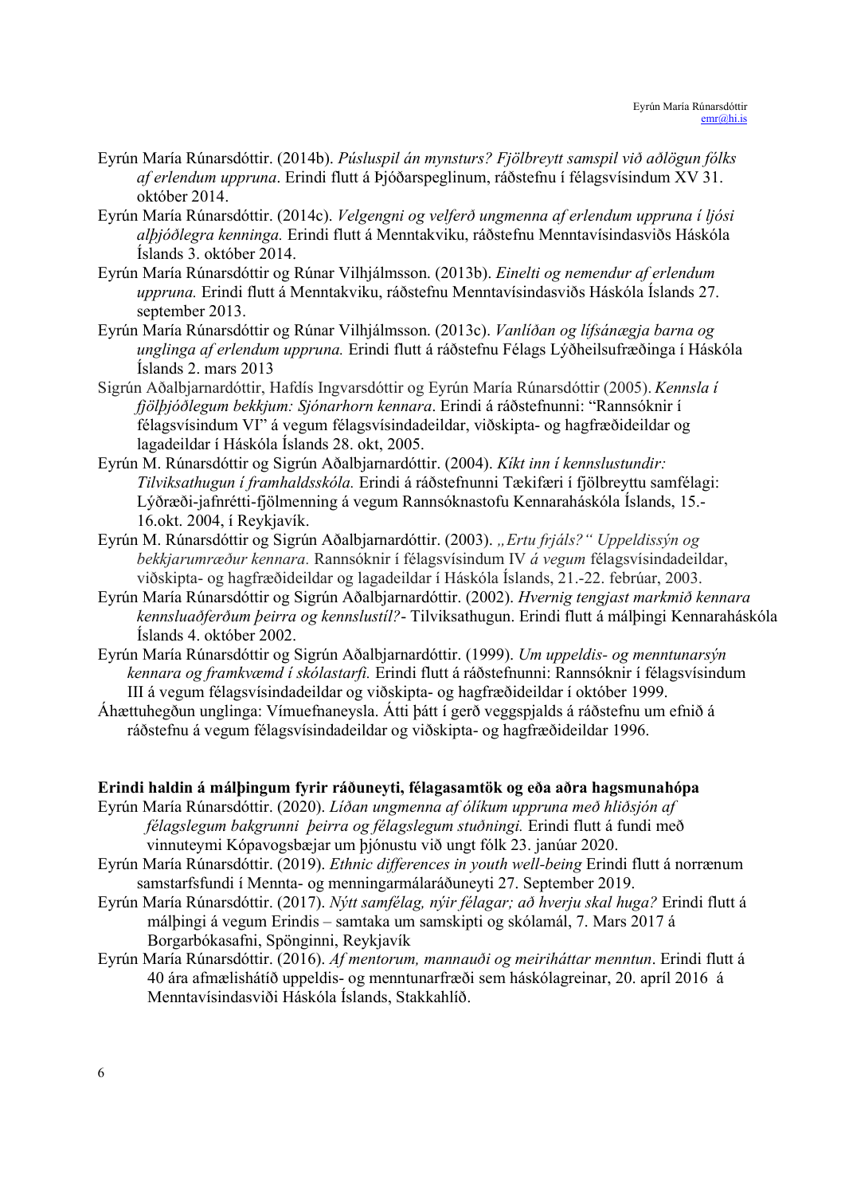Eyrún María Rúnarsdóttir. (2014b). *Púsluspil án mynsturs? Fjölbreytt samspil við aðlögun fólks af erlendum uppruna*. Erindi flutt á Þjóðarspeglinum, ráðstefnu í félagsvísindum XV 31. október 2014.

Eyrún María Rúnarsdóttir. (2014c). *Velgengni og velferð ungmenna af erlendum uppruna í ljósi alþjóðlegra kenninga.* Erindi flutt á Menntakviku, ráðstefnu Menntavísindasviðs Háskóla Íslands 3. október 2014.

Eyrún María Rúnarsdóttir og Rúnar Vilhjálmsson. (2013b). *Einelti og nemendur af erlendum uppruna.* Erindi flutt á Menntakviku, ráðstefnu Menntavísindasviðs Háskóla Íslands 27. september 2013.

Eyrún María Rúnarsdóttir og Rúnar Vilhjálmsson. (2013c). *Vanlíðan og lífsánægja barna og unglinga af erlendum uppruna.* Erindi flutt á ráðstefnu Félags Lýðheilsufræðinga í Háskóla Íslands 2. mars 2013

Sigrún Aðalbjarnardóttir, Hafdís Ingvarsdóttir og Eyrún María Rúnarsdóttir (2005). *Kennsla í fjölþjóðlegum bekkjum: Sjónarhorn kennara*. Erindi á ráðstefnunni: "Rannsóknir í félagsvísindum VI" á vegum félagsvísindadeildar, viðskipta- og hagfræðideildar og lagadeildar í Háskóla Íslands 28. okt, 2005.

Eyrún M. Rúnarsdóttir og Sigrún Aðalbjarnardóttir. (2004). *Kíkt inn í kennslustundir: Tilviksathugun í framhaldsskóla.* Erindi á ráðstefnunni Tækifæri í fjölbreyttu samfélagi: Lýðræði-jafnrétti-fjölmenning á vegum Rannsóknastofu Kennaraháskóla Íslands, 15.-16.okt. 2004, í Reykjavík.

Eyrún M. Rúnarsdóttir og Sigrún Aðalbjarnardóttir. (2003). *„Ertu frjáls?" Uppeldissýn og bekkjarumræður kennara.* Rannsóknir í félagsvísindum IV *á vegum* félagsvísindadeildar, viðskipta- og hagfræðideildar og lagadeildar í Háskóla Íslands, 21.-22. febrúar, 2003.

Eyrún María Rúnarsdóttir og Sigrún Aðalbjarnardóttir. (2002). *Hvernig tengjast markmið kennara kennsluaðferðum þeirra og kennslustíl?*- Tilviksathugun. Erindi flutt á málþingi Kennaraháskóla Íslands 4. október 2002.

Eyrún María Rúnarsdóttir og Sigrún Aðalbjarnardóttir. (1999). *Um uppeldis- og menntunarsýn kennara og framkvæmd í skólastarfi.* Erindi flutt á ráðstefnunni: Rannsóknir í félagsvísindum III á vegum félagsvísindadeildar og viðskipta- og hagfræðideildar í október 1999.

Áhættuhegðun unglinga: Vímuefnaneysla. Átti þátt í gerð veggspjalds á ráðstefnu um efnið á ráðstefnu á vegum félagsvísindadeildar og viðskipta- og hagfræðideildar 1996.

**Erindi haldin á málþingum fyrir ráðuneyti, félagasamtök og eða aðra hagsmunahópa**

Eyrún María Rúnarsdóttir. (2020). *Líðan ungmenna af ólíkum uppruna með hliðsjón af félagslegum bakgrunni þeirra og félagslegum stuðningi.* Erindi flutt á fundi með vinnuteymi Kópavogsbæjar um þjónustu við ungt fólk 23. janúar 2020.

Eyrún María Rúnarsdóttir. (2019). *Ethnic differences in youth well-being* Erindi flutt á norrænum samstarfsfundi í Mennta- og menningarmálaráðuneyti 27. September 2019.

Eyrún María Rúnarsdóttir. (2017). *Nýtt samfélag, nýir félagar; að hverju skal huga?* Erindi flutt á málþingi á vegum Erindis – samtaka um samskipti og skólamál, 7. Mars 2017 á Borgarbókasafni, Spönginni, Reykjavík

Eyrún María Rúnarsdóttir. (2016). *Af mentorum, mannauði og meiriháttar menntun*. Erindi flutt á 40 ára afmælishátíð uppeldis- og menntunarfræði sem háskólagreinar, 20. apríl 2016 á Menntavísindasviði Háskóla Íslands, Stakkahlíð.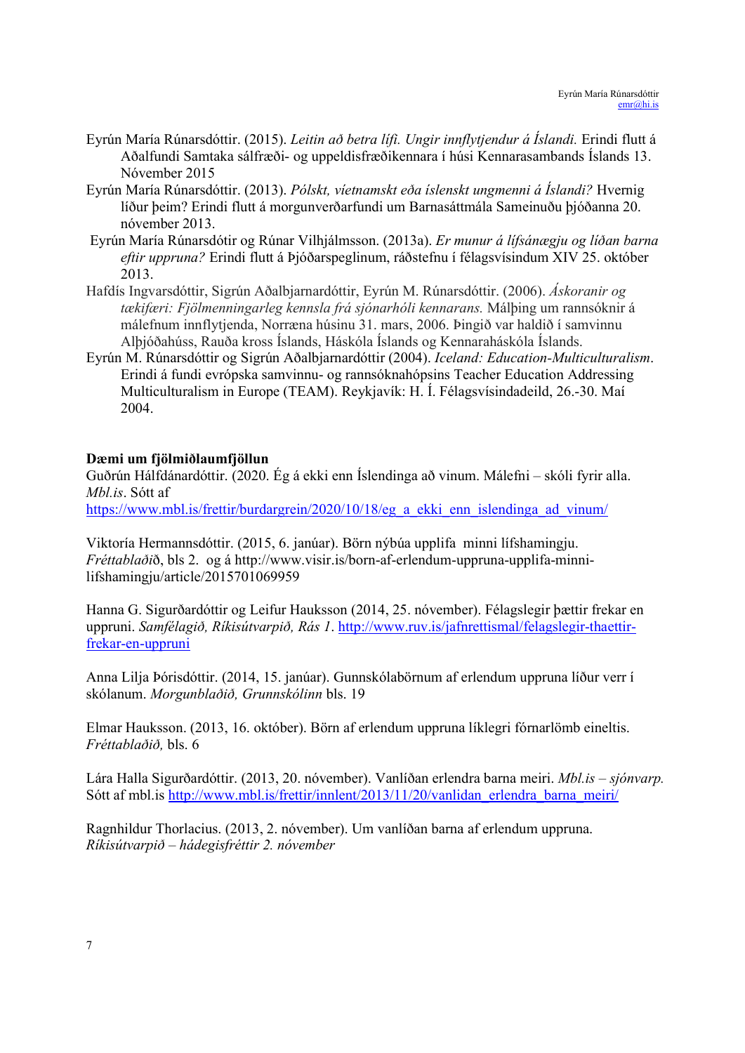Eyrún María Rúnarsdóttir. (2015). *Leitin að betra lífi. Ungir innflytjendur á Íslandi.* Erindi flutt á Aðalfundi Samtaka sálfræði- og uppeldisfræðikennara í húsi Kennarasambands Íslands 13. Nóvember 2015

Eyrún María Rúnarsdóttir. (2013). *Pólskt, víetnamskt eða íslenskt ungmenni á Íslandi?* Hvernig líður þeim? Erindi flutt á morgunverðarfundi um Barnasáttmála Sameinuðu þjóðanna 20. nóvember 2013.

Eyrún María Rúnarsdótir og Rúnar Vilhjálmsson. (2013a). *Er munur á lífsánægju og líðan barna eftir uppruna?* Erindi flutt á Þjóðarspeglinum, ráðstefnu í félagsvísindum XIV 25. október 2013.

Hafdís Ingvarsdóttir, Sigrún Aðalbjarnardóttir, Eyrún M. Rúnarsdóttir. (2006). *Áskoranir og tækifæri: Fjölmenningarleg kennsla frá sjónarhóli kennarans.* Málþing um rannsóknir á málefnum innflytjenda, Norræna húsinu 31. mars, 2006. Þingið var haldið í samvinnu Alþjóðahúss, Rauða kross Íslands, Háskóla Íslands og Kennaraháskóla Íslands.

Eyrún M. Rúnarsdóttir og Sigrún Aðalbjarnardóttir (2004). *Iceland: Education-Multiculturalism*. Erindi á fundi evrópska samvinnu- og rannsóknahópsins Teacher Education Addressing Multiculturalism in Europe (TEAM). Reykjavík: H. Í. Félagsvísindadeild, 26.-30. Maí 2004.

**Dæmi um fjölmiðlaumfjöllun**

Guðrún Hálfdánardóttir. (2020. Ég á ekki enn Íslendinga að vinum. Málefni – skóli fyrir alla. *Mbl.is*. Sótt af https://www.mbl.is/frettir/burdargrein/2020/10/18/eg_a_ekki_enn_islendinga_ad_vinum/

Viktoría Hermannsdóttir. (2015, 6. janúar). Börn nýbúa upplifa minni lífshamingju. *Fréttablaði*ð, bls 2. og á http://www.visir.is/born-af-erlendum-uppruna-upplifa-minni-lifshamingju/article/2015701069959

Hanna G. Sigurðardóttir og Leifur Hauksson (2014, 25. nóvember). Félagslegir þættir frekar en uppruni. *Samfélagið, Ríkisútvarpið, Rás 1*. http://www.ruv.is/jafnrettismal/felagslegir-thaettir-frekar-en-uppruni

Anna Lilja Þórisdóttir. (2014, 15. janúar). Gunnskólabörnum af erlendum uppruna líður verr í skólanum. *Morgunblaðið, Grunnskólinn* bls. 19

Elmar Hauksson. (2013, 16. október). Börn af erlendum uppruna líklegri fórnarlömb eineltis. *Fréttablaðið,* bls. 6

Lára Halla Sigurðardóttir. (2013, 20. nóvember). Vanlíðan erlendra barna meiri. *Mbl.is – sjónvarp.* Sótt af mbl.is http://www.mbl.is/frettir/innlent/2013/11/20/vanlidan_erlendra_barna_meiri/

Ragnhildur Thorlacius. (2013, 2. nóvember). Um vanlíðan barna af erlendum uppruna. *Ríkisútvarpið – hádegisfréttir 2. nóvember*